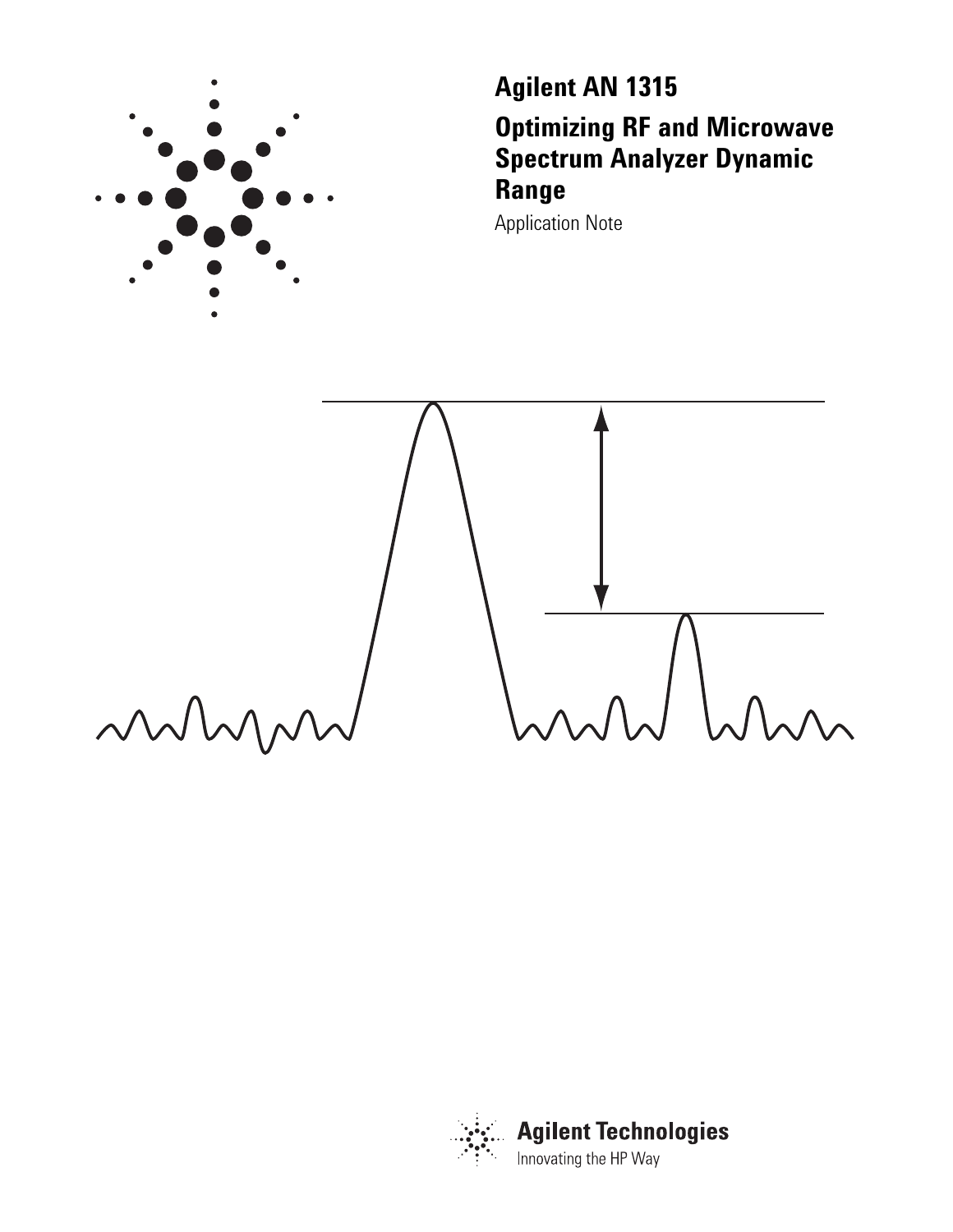# Agilent AN 1315

## Optimizing RF and Microwave Spectrum Analyzer Dynamic Range

Application Note

Agilent Technologies

Innovating the HP Way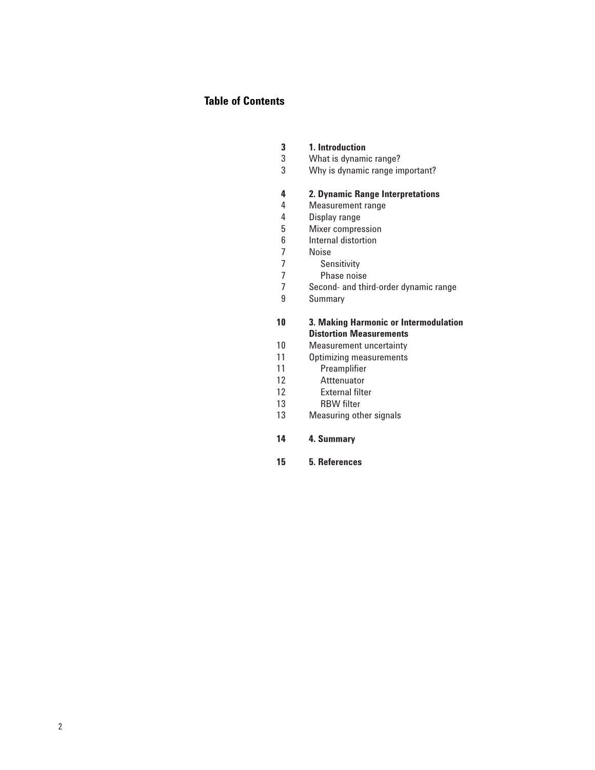## Table of Contents

**3 1. Introduction**
3 What is dynamic range?
3 Why is dynamic range important?

**4 2. Dynamic Range Interpretations**
4 Measurement range
4 Display range
5 Mixer compression
6 Internal distortion
7 Noise
7 Sensitivity
7 Phase noise
7 Second- and third-order dynamic range
9 Summary

**10 3. Making Harmonic or Intermodulation Distortion Measurements**
10 Measurement uncertainty
11 Optimizing measurements
11 Preamplifier
12 Atttenuator
12 External filter
13 RBW filter
13 Measuring other signals

**14 4. Summary**

**15 5. References**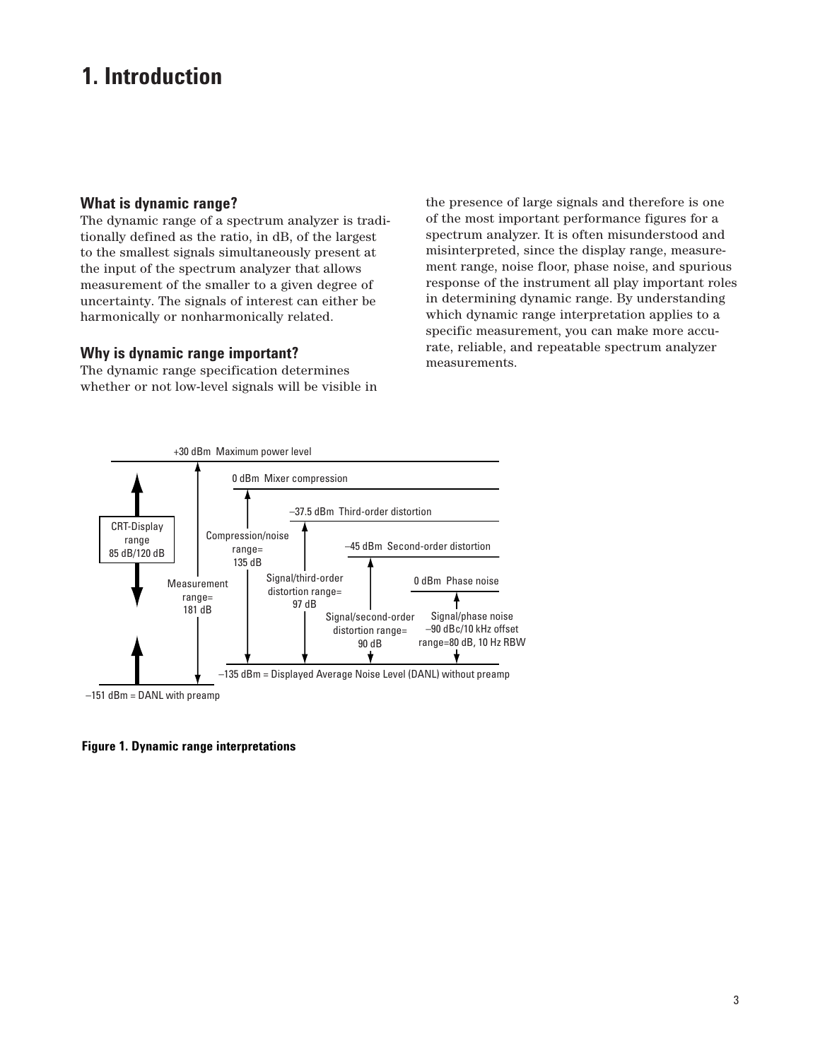# 1. Introduction

## What is dynamic range?

The dynamic range of a spectrum analyzer is traditionally defined as the ratio, in dB, of the largest to the smallest signals simultaneously present at the input of the spectrum analyzer that allows measurement of the smaller to a given degree of uncertainty. The signals of interest can either be harmonically or nonharmonically related.

## Why is dynamic range important?

The dynamic range specification determines whether or not low-level signals will be visible in the presence of large signals and therefore is one of the most important performance figures for a spectrum analyzer. It is often misunderstood and misinterpreted, since the display range, measurement range, noise floor, phase noise, and spurious response of the instrument all play important roles in determining dynamic range. By understanding which dynamic range interpretation applies to a specific measurement, you can make more accurate, reliable, and repeatable spectrum analyzer measurements.

+30 dBm Maximum power level

0 dBm Mixer compression

–37.5 dBm Third-order distortion

–45 dBm Second-order distortion

0 dBm Phase noise

CRT-Display range 85 dB/120 dB

Measurement range= 181 dB

Compression/noise range= 135 dB

Signal/third-order distortion range= 97 dB

Signal/second-order distortion range= 90 dB

Signal/phase noise –90 dBc/10 kHz offset range=80 dB, 10 Hz RBW

–135 dBm = Displayed Average Noise Level (DANL) without preamp

–151 dBm = DANL with preamp

**Figure 1. Dynamic range interpretations**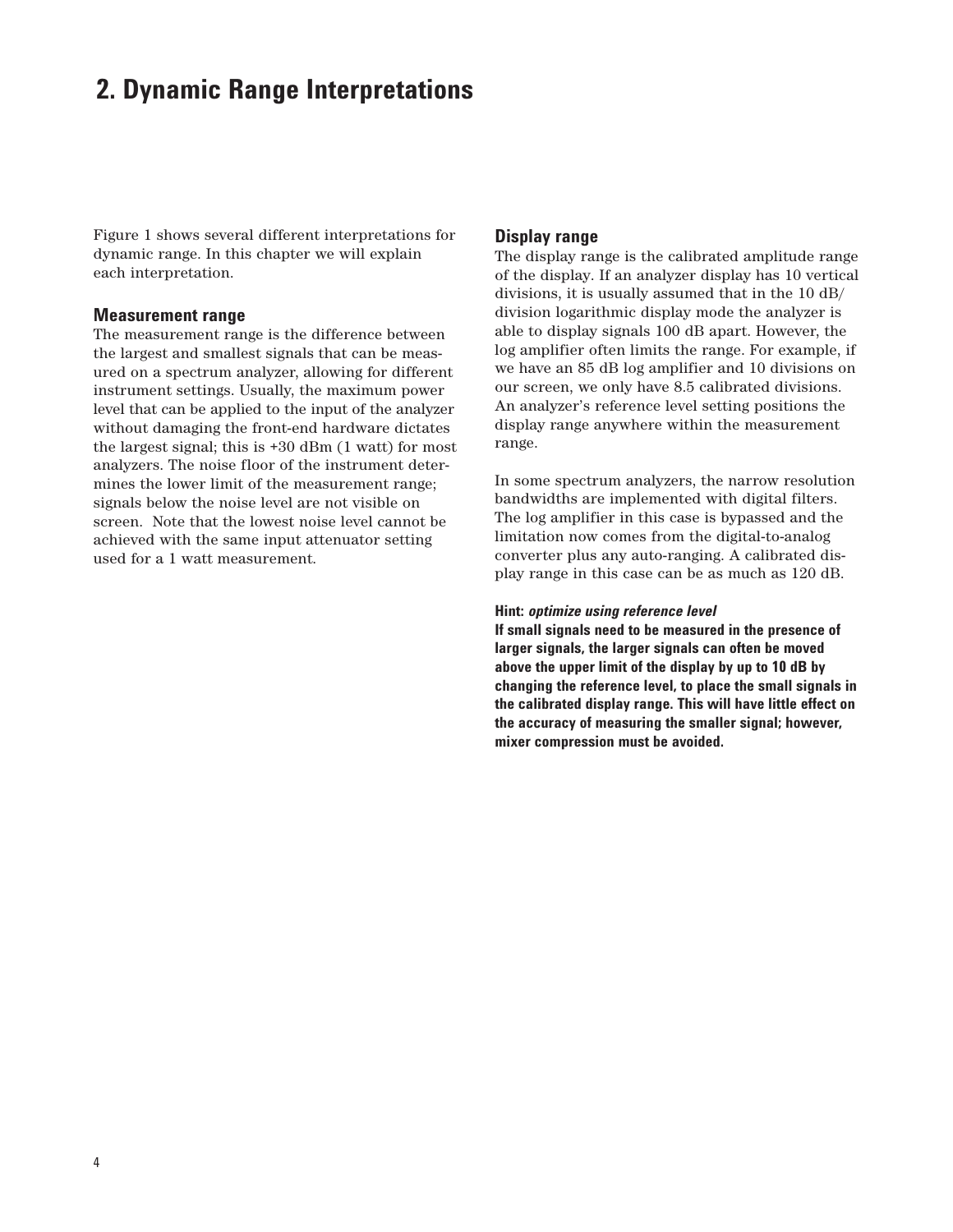## 2. Dynamic Range Interpretations

Figure 1 shows several different interpretations for dynamic range. In this chapter we will explain each interpretation.

### Measurement range

The measurement range is the difference between the largest and smallest signals that can be measured on a spectrum analyzer, allowing for different instrument settings. Usually, the maximum power level that can be applied to the input of the analyzer without damaging the front-end hardware dictates the largest signal; this is +30 dBm (1 watt) for most analyzers. The noise floor of the instrument determines the lower limit of the measurement range; signals below the noise level are not visible on screen. Note that the lowest noise level cannot be achieved with the same input attenuator setting used for a 1 watt measurement.

### Display range

The display range is the calibrated amplitude range of the display. If an analyzer display has 10 vertical divisions, it is usually assumed that in the 10 dB/division logarithmic display mode the analyzer is able to display signals 100 dB apart. However, the log amplifier often limits the range. For example, if we have an 85 dB log amplifier and 10 divisions on our screen, we only have 8.5 calibrated divisions. An analyzer's reference level setting positions the display range anywhere within the measurement range.

In some spectrum analyzers, the narrow resolution bandwidths are implemented with digital filters. The log amplifier in this case is bypassed and the limitation now comes from the digital-to-analog converter plus any auto-ranging. A calibrated display range in this case can be as much as 120 dB.

**Hint: *optimize using reference level***
**If small signals need to be measured in the presence of larger signals, the larger signals can often be moved above the upper limit of the display by up to 10 dB by changing the reference level, to place the small signals in the calibrated display range. This will have little effect on the accuracy of measuring the smaller signal; however, mixer compression must be avoided.**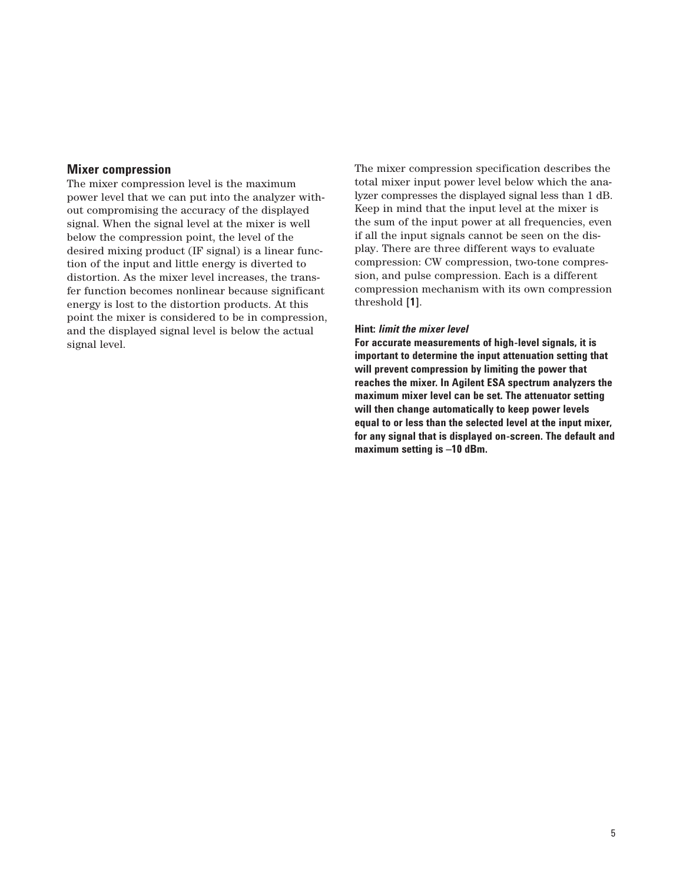## Mixer compression

The mixer compression level is the maximum power level that we can put into the analyzer without compromising the accuracy of the displayed signal. When the signal level at the mixer is well below the compression point, the level of the desired mixing product (IF signal) is a linear function of the input and little energy is diverted to distortion. As the mixer level increases, the transfer function becomes nonlinear because significant energy is lost to the distortion products. At this point the mixer is considered to be in compression, and the displayed signal level is below the actual signal level.

The mixer compression specification describes the total mixer input power level below which the analyzer compresses the displayed signal less than 1 dB. Keep in mind that the input level at the mixer is the sum of the input power at all frequencies, even if all the input signals cannot be seen on the display. There are three different ways to evaluate compression: CW compression, two-tone compression, and pulse compression. Each is a different compression mechanism with its own compression threshold **[1]**.

**Hint:** ***limit the mixer level***

**For accurate measurements of high-level signals, it is important to determine the input attenuation setting that will prevent compression by limiting the power that reaches the mixer. In Agilent ESA spectrum analyzers the maximum mixer level can be set. The attenuator setting will then change automatically to keep power levels equal to or less than the selected level at the input mixer, for any signal that is displayed on-screen. The default and maximum setting is –10 dBm.**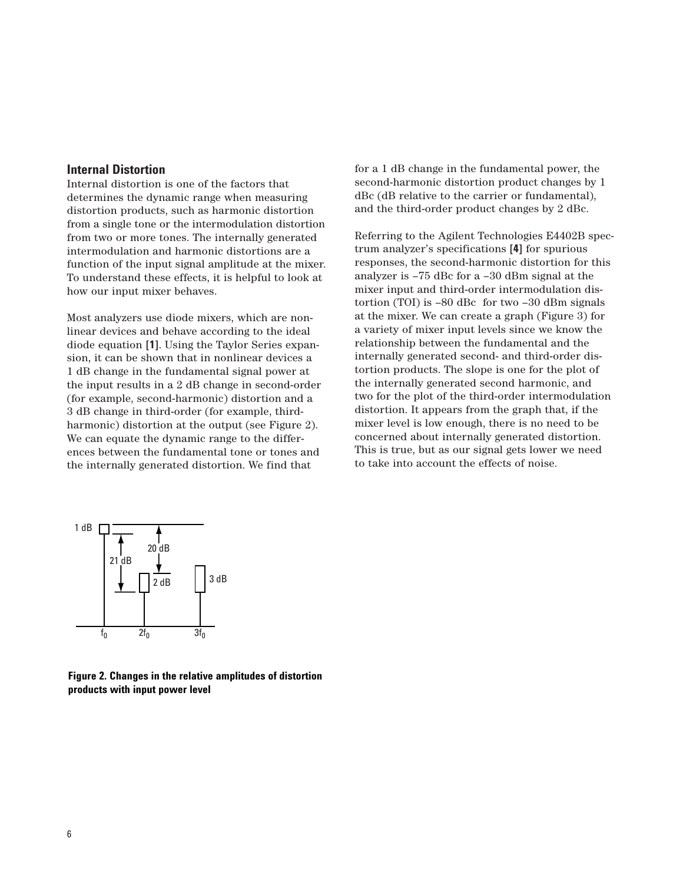## Internal Distortion

Internal distortion is one of the factors that determines the dynamic range when measuring distortion products, such as harmonic distortion from a single tone or the intermodulation distortion from two or more tones. The internally generated intermodulation and harmonic distortions are a function of the input signal amplitude at the mixer. To understand these effects, it is helpful to look at how our input mixer behaves.

Most analyzers use diode mixers, which are nonlinear devices and behave according to the ideal diode equation **[1]**. Using the Taylor Series expansion, it can be shown that in nonlinear devices a 1 dB change in the fundamental signal power at the input results in a 2 dB change in second-order (for example, second-harmonic) distortion and a 3 dB change in third-order (for example, third-harmonic) distortion at the output (see Figure 2). We can equate the dynamic range to the differences between the fundamental tone or tones and the internally generated distortion. We find that for a 1 dB change in the fundamental power, the second-harmonic distortion product changes by 1 dBc (dB relative to the carrier or fundamental), and the third-order product changes by 2 dBc.

Referring to the Agilent Technologies E4402B spectrum analyzer's specifications **[4]** for spurious responses, the second-harmonic distortion for this analyzer is –75 dBc for a –30 dBm signal at the mixer input and third-order intermodulation distortion (TOI) is –80 dBc for two –30 dBm signals at the mixer. We can create a graph (Figure 3) for a variety of mixer input levels since we know the relationship between the fundamental and the internally generated second- and third-order distortion products. The slope is one for the plot of the internally generated second harmonic, and two for the plot of the third-order intermodulation distortion. It appears from the graph that, if the mixer level is low enough, there is no need to be concerned about internally generated distortion. This is true, but as our signal gets lower we need to take into account the effects of noise.

**Figure 2. Changes in the relative amplitudes of distortion products with input power level**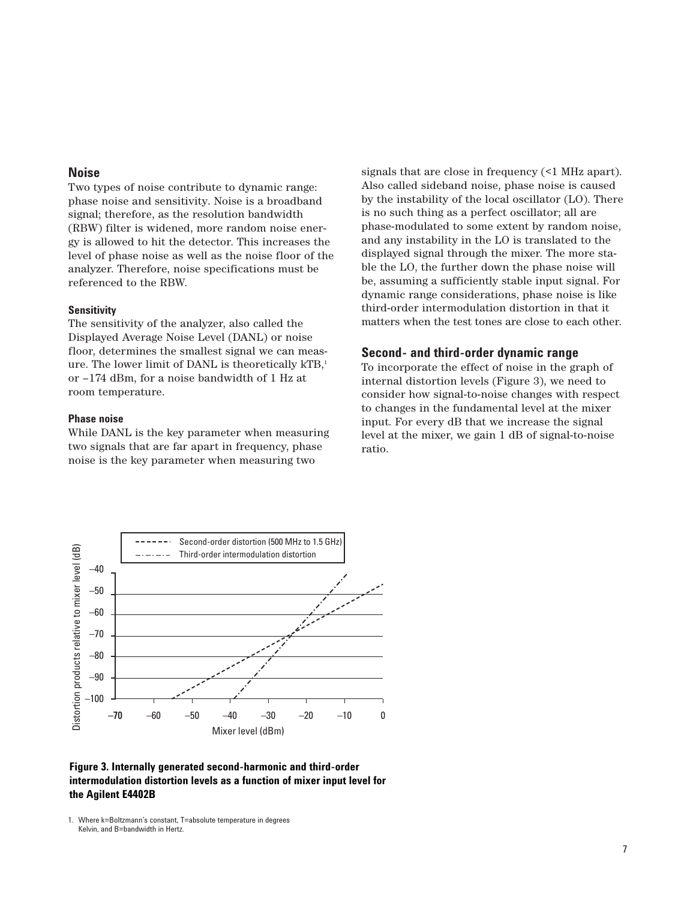## Noise

Two types of noise contribute to dynamic range: phase noise and sensitivity. Noise is a broadband signal; therefore, as the resolution bandwidth (RBW) filter is widened, more random noise energy is allowed to hit the detector. This increases the level of phase noise as well as the noise floor of the analyzer. Therefore, noise specifications must be referenced to the RBW.

### Sensitivity

The sensitivity of the analyzer, also called the Displayed Average Noise Level (DANL) or noise floor, determines the smallest signal we can measure. The lower limit of DANL is theoretically kTB,[1] or –174 dBm, for a noise bandwidth of 1 Hz at room temperature.

### Phase noise

While DANL is the key parameter when measuring two signals that are far apart in frequency, phase noise is the key parameter when measuring two signals that are close in frequency (<1 MHz apart). Also called sideband noise, phase noise is caused by the instability of the local oscillator (LO). There is no such thing as a perfect oscillator; all are phase-modulated to some extent by random noise, and any instability in the LO is translated to the displayed signal through the mixer. The more stable the LO, the further down the phase noise will be, assuming a sufficiently stable input signal. For dynamic range considerations, phase noise is like third-order intermodulation distortion in that it matters when the test tones are close to each other.

## Second- and third-order dynamic range

To incorporate the effect of noise in the graph of internal distortion levels (Figure 3), we need to consider how signal-to-noise changes with respect to changes in the fundamental level at the mixer input. For every dB that we increase the signal level at the mixer, we gain 1 dB of signal-to-noise ratio.

**Figure 3. Internally generated second-harmonic and third-order intermodulation distortion levels as a function of mixer input level for the Agilent E4402B**

1. Where k=Boltzmann's constant, T=absolute temperature in degrees Kelvin, and B=bandwidth in Hertz.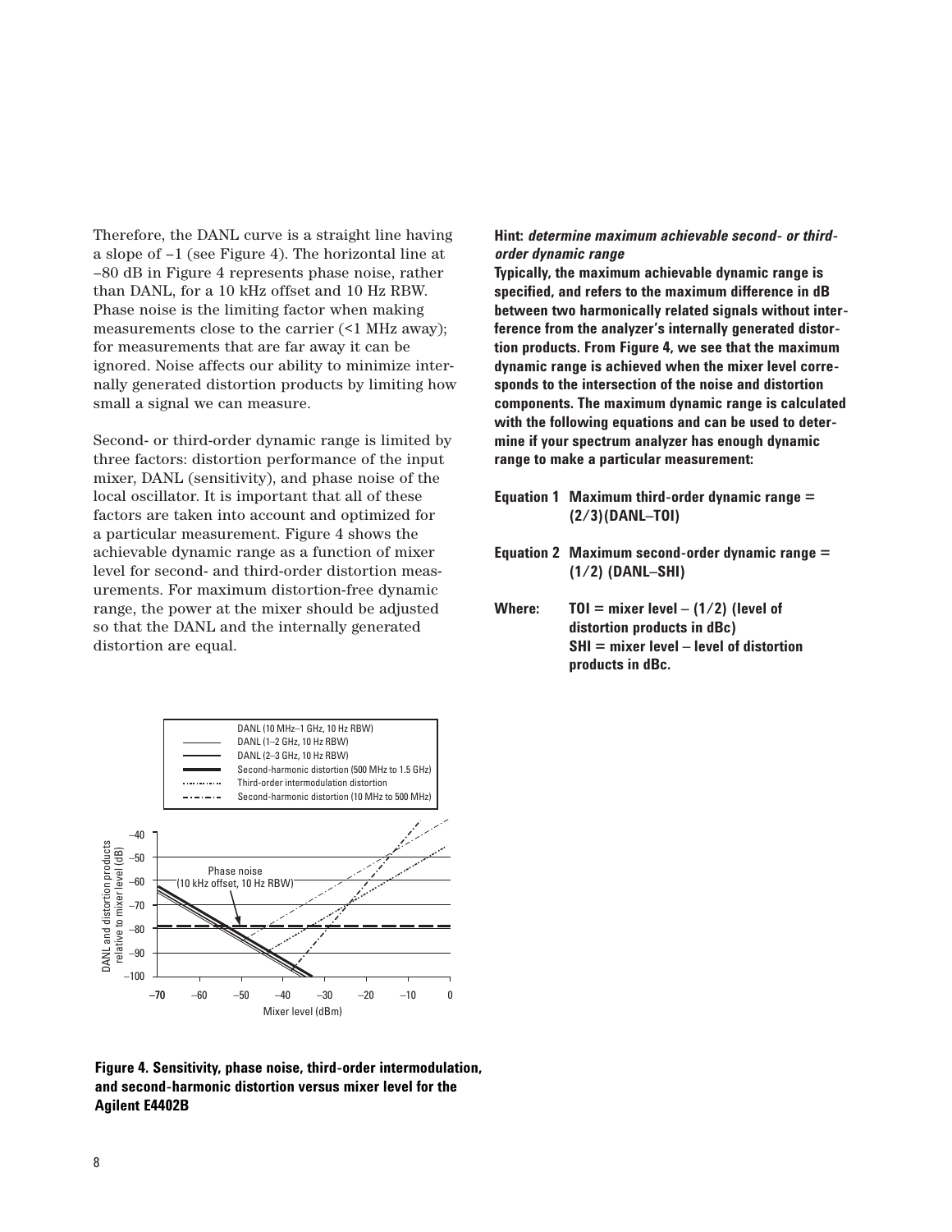Therefore, the DANL curve is a straight line having a slope of –1 (see Figure 4). The horizontal line at –80 dB in Figure 4 represents phase noise, rather than DANL, for a 10 kHz offset and 10 Hz RBW. Phase noise is the limiting factor when making measurements close to the carrier (<1 MHz away); for measurements that are far away it can be ignored. Noise affects our ability to minimize internally generated distortion products by limiting how small a signal we can measure.

Second- or third-order dynamic range is limited by three factors: distortion performance of the input mixer, DANL (sensitivity), and phase noise of the local oscillator. It is important that all of these factors are taken into account and optimized for a particular measurement. Figure 4 shows the achievable dynamic range as a function of mixer level for second- and third-order distortion measurements. For maximum distortion-free dynamic range, the power at the mixer should be adjusted so that the DANL and the internally generated distortion are equal.

**Figure 4. Sensitivity, phase noise, third-order intermodulation, and second-harmonic distortion versus mixer level for the Agilent E4402B**

**Hint: *determine maximum achievable second- or third-order dynamic range***

**Typically, the maximum achievable dynamic range is specified, and refers to the maximum difference in dB between two harmonically related signals without interference from the analyzer's internally generated distortion products. From Figure 4, we see that the maximum dynamic range is achieved when the mixer level corresponds to the intersection of the noise and distortion components. The maximum dynamic range is calculated with the following equations and can be used to determine if your spectrum analyzer has enough dynamic range to make a particular measurement:**

**Equation 1** Maximum third-order dynamic range = $(2/3)(\text{DANL}-\text{TOI})$

**Equation 2** Maximum second-order dynamic range = $(1/2)(\text{DANL}-\text{SHI})$

**Where:** TOI = mixer level – (1/2) (level of distortion products in dBc)
SHI = mixer level – level of distortion products in dBc.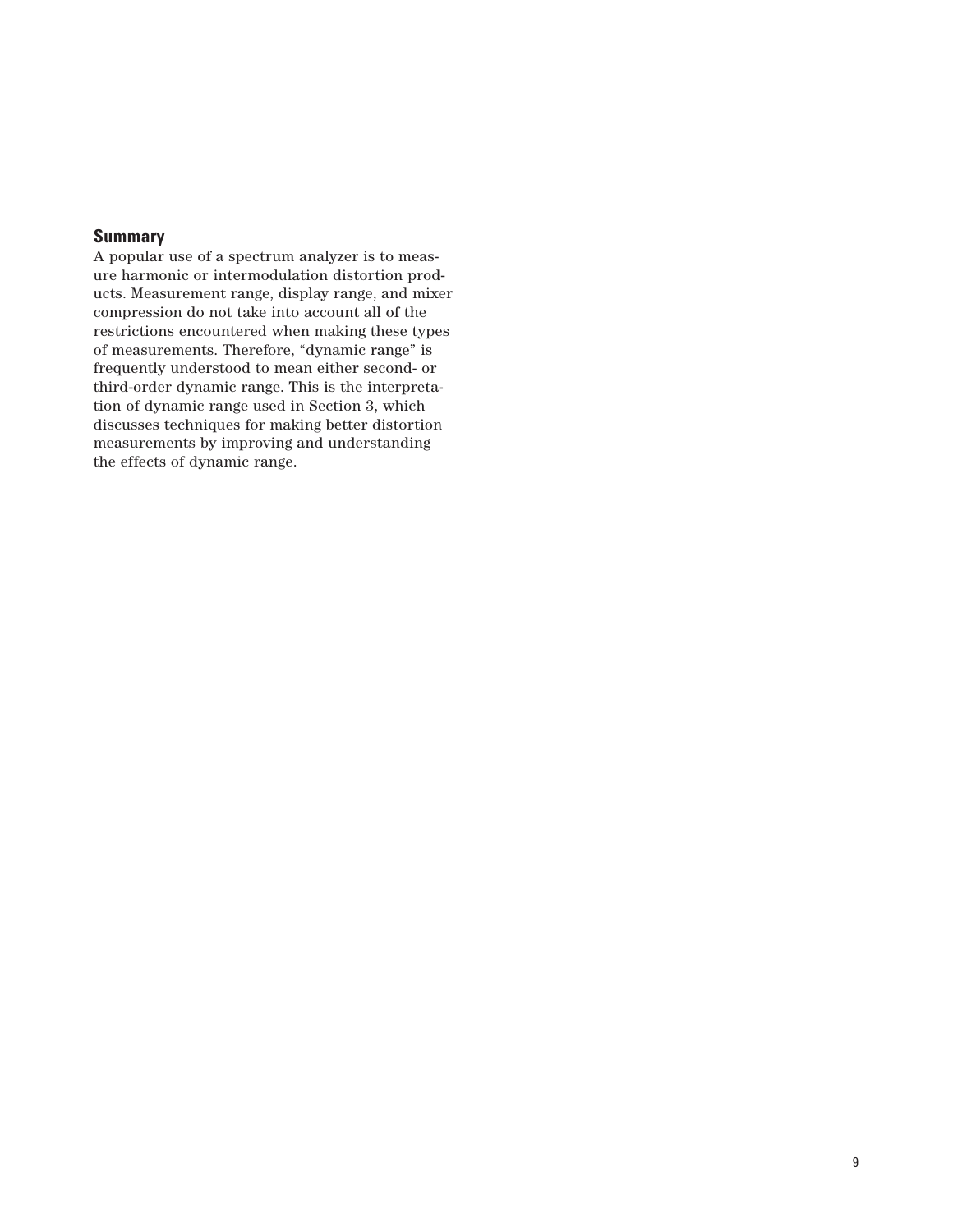## Summary

A popular use of a spectrum analyzer is to measure harmonic or intermodulation distortion products. Measurement range, display range, and mixer compression do not take into account all of the restrictions encountered when making these types of measurements. Therefore, "dynamic range" is frequently understood to mean either second- or third-order dynamic range. This is the interpretation of dynamic range used in Section 3, which discusses techniques for making better distortion measurements by improving and understanding the effects of dynamic range.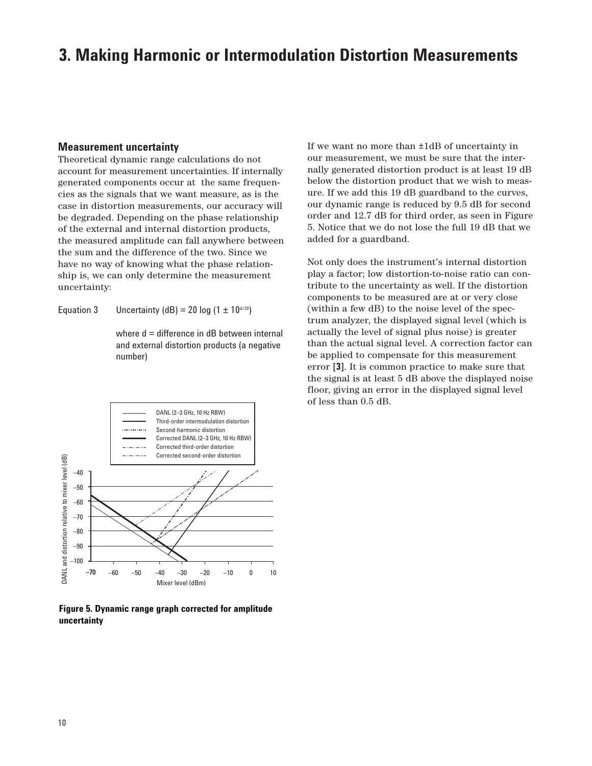# 3. Making Harmonic or Intermodulation Distortion Measurements

### Measurement uncertainty

Theoretical dynamic range calculations do not account for measurement uncertainties. If internally generated components occur at the same frequencies as the signals that we want measure, as is the case in distortion measurements, our accuracy will be degraded. Depending on the phase relationship of the external and internal distortion products, the measured amplitude can fall anywhere between the sum and the difference of the two. Since we have no way of knowing what the phase relationship is, we can only determine the measurement uncertainty:

Equation 3 $\quad$ Uncertainty (dB) = $20 \log (1 \pm 10^{d/20})$

where d = difference in dB between internal and external distortion products (a negative number)

**Figure 5. Dynamic range graph corrected for amplitude uncertainty**

If we want no more than ±1dB of uncertainty in our measurement, we must be sure that the internally generated distortion product is at least 19 dB below the distortion product that we wish to measure. If we add this 19 dB guardband to the curves, our dynamic range is reduced by 9.5 dB for second order and 12.7 dB for third order, as seen in Figure 5. Notice that we do not lose the full 19 dB that we added for a guardband.

Not only does the instrument's internal distortion play a factor; low distortion-to-noise ratio can contribute to the uncertainty as well. If the distortion components to be measured are at or very close (within a few dB) to the noise level of the spectrum analyzer, the displayed signal level (which is actually the level of signal plus noise) is greater than the actual signal level. A correction factor can be applied to compensate for this measurement error **[3]**. It is common practice to make sure that the signal is at least 5 dB above the displayed noise floor, giving an error in the displayed signal level of less than 0.5 dB.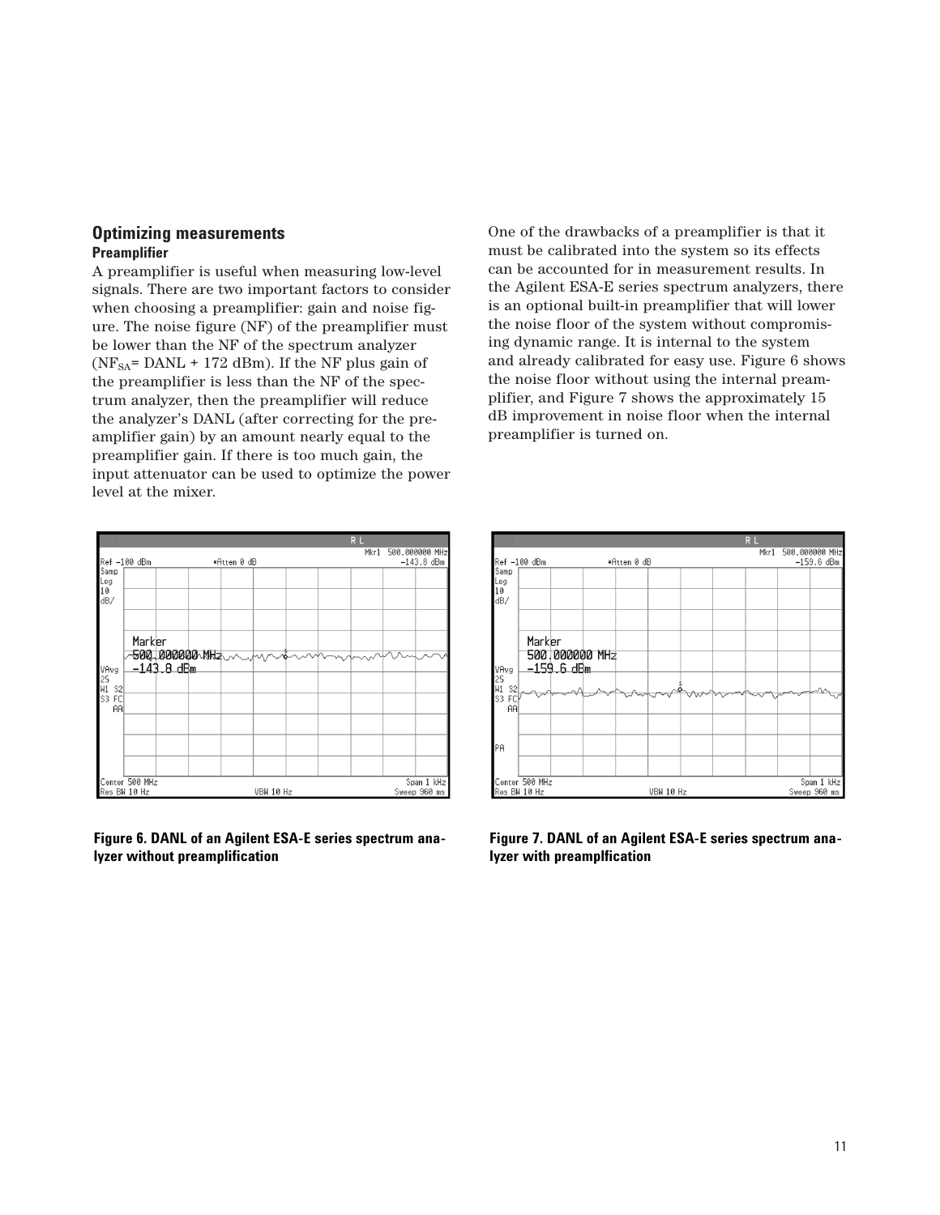## Optimizing measurements

### Preamplifier

A preamplifier is useful when measuring low-level signals. There are two important factors to consider when choosing a preamplifier: gain and noise figure. The noise figure (NF) of the preamplifier must be lower than the NF of the spectrum analyzer ($NF_{SA}$= DANL + 172 dBm). If the NF plus gain of the preamplifier is less than the NF of the spectrum analyzer, then the preamplifier will reduce the analyzer's DANL (after correcting for the preamplifier gain) by an amount nearly equal to the preamplifier gain. If there is too much gain, the input attenuator can be used to optimize the power level at the mixer.

One of the drawbacks of a preamplifier is that it must be calibrated into the system so its effects can be accounted for in measurement results. In the Agilent ESA-E series spectrum analyzers, there is an optional built-in preamplifier that will lower the noise floor of the system without compromising dynamic range. It is internal to the system and already calibrated for easy use. Figure 6 shows the noise floor without using the internal preamplifier, and Figure 7 shows the approximately 15 dB improvement in noise floor when the internal preamplifier is turned on.

**Figure 6. DANL of an Agilent ESA-E series spectrum analyzer without preamplification**

**Figure 7. DANL of an Agilent ESA-E series spectrum analyzer with preamplfication**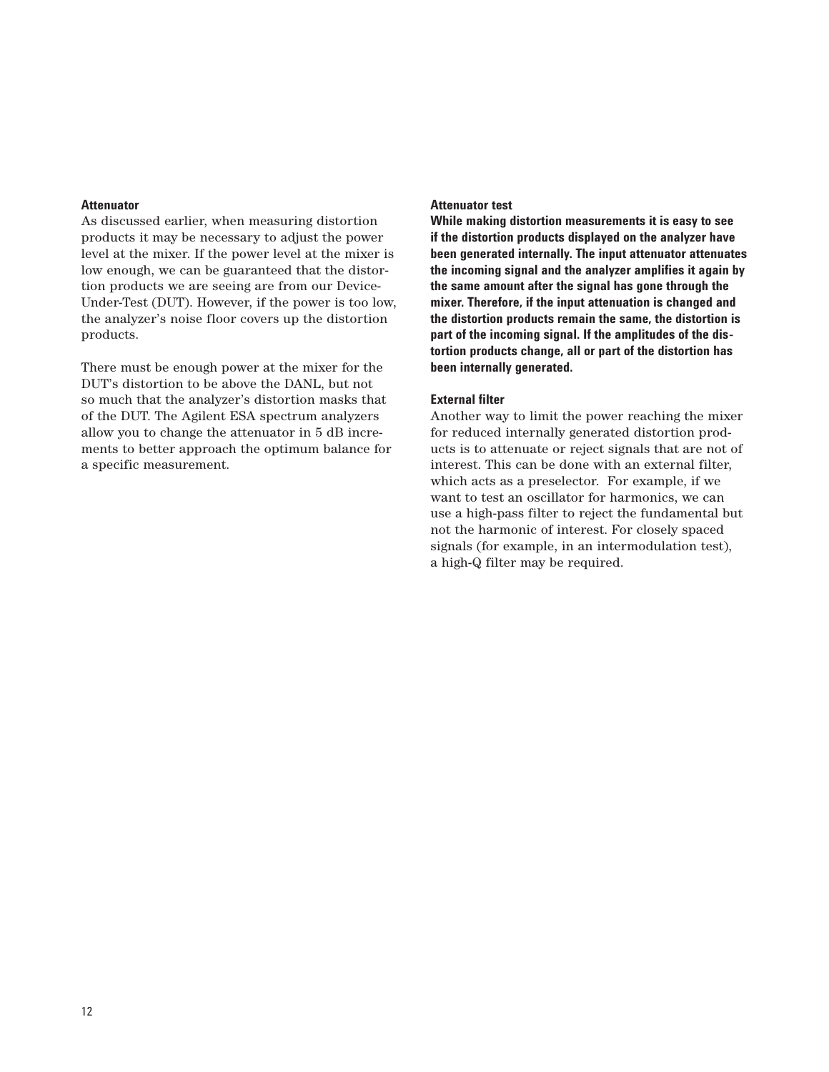### Attenuator

As discussed earlier, when measuring distortion products it may be necessary to adjust the power level at the mixer. If the power level at the mixer is low enough, we can be guaranteed that the distortion products we are seeing are from our Device-Under-Test (DUT). However, if the power is too low, the analyzer's noise floor covers up the distortion products.

There must be enough power at the mixer for the DUT's distortion to be above the DANL, but not so much that the analyzer's distortion masks that of the DUT. The Agilent ESA spectrum analyzers allow you to change the attenuator in 5 dB increments to better approach the optimum balance for a specific measurement.

### Attenuator test

**While making distortion measurements it is easy to see if the distortion products displayed on the analyzer have been generated internally. The input attenuator attenuates the incoming signal and the analyzer amplifies it again by the same amount after the signal has gone through the mixer. Therefore, if the input attenuation is changed and the distortion products remain the same, the distortion is part of the incoming signal. If the amplitudes of the distortion products change, all or part of the distortion has been internally generated.**

### External filter

Another way to limit the power reaching the mixer for reduced internally generated distortion products is to attenuate or reject signals that are not of interest. This can be done with an external filter, which acts as a preselector. For example, if we want to test an oscillator for harmonics, we can use a high-pass filter to reject the fundamental but not the harmonic of interest. For closely spaced signals (for example, in an intermodulation test), a high-Q filter may be required.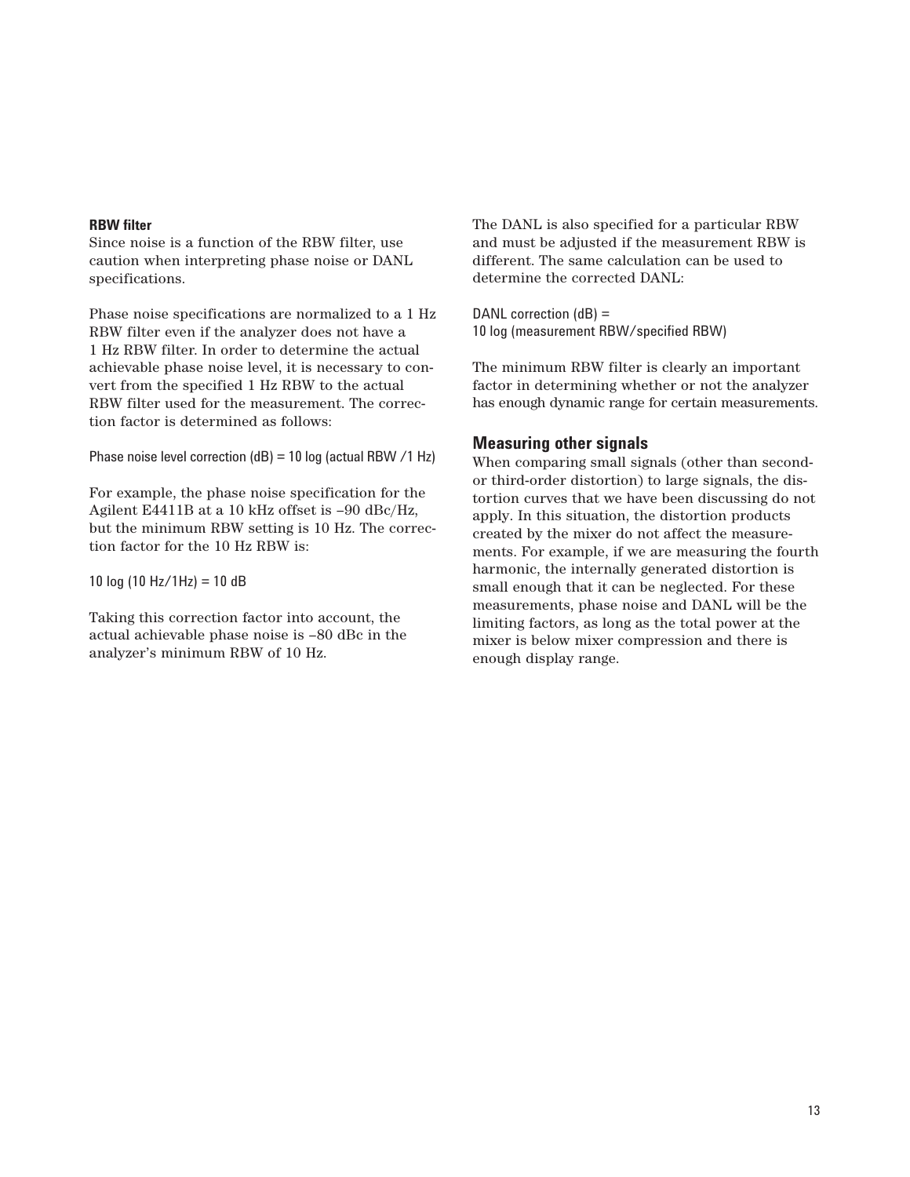### RBW filter

Since noise is a function of the RBW filter, use caution when interpreting phase noise or DANL specifications.

Phase noise specifications are normalized to a 1 Hz RBW filter even if the analyzer does not have a 1 Hz RBW filter. In order to determine the actual achievable phase noise level, it is necessary to convert from the specified 1 Hz RBW to the actual RBW filter used for the measurement. The correction factor is determined as follows:

Phase noise level correction (dB) = 10 log (actual RBW /1 Hz)

For example, the phase noise specification for the Agilent E4411B at a 10 kHz offset is –90 dBc/Hz, but the minimum RBW setting is 10 Hz. The correction factor for the 10 Hz RBW is:

10 log (10 Hz/1Hz) = 10 dB

Taking this correction factor into account, the actual achievable phase noise is –80 dBc in the analyzer's minimum RBW of 10 Hz.

The DANL is also specified for a particular RBW and must be adjusted if the measurement RBW is different. The same calculation can be used to determine the corrected DANL:

DANL correction (dB) =
10 log (measurement RBW/specified RBW)

The minimum RBW filter is clearly an important factor in determining whether or not the analyzer has enough dynamic range for certain measurements.

## Measuring other signals

When comparing small signals (other than second- or third-order distortion) to large signals, the distortion curves that we have been discussing do not apply. In this situation, the distortion products created by the mixer do not affect the measurements. For example, if we are measuring the fourth harmonic, the internally generated distortion is small enough that it can be neglected. For these measurements, phase noise and DANL will be the limiting factors, as long as the total power at the mixer is below mixer compression and there is enough display range.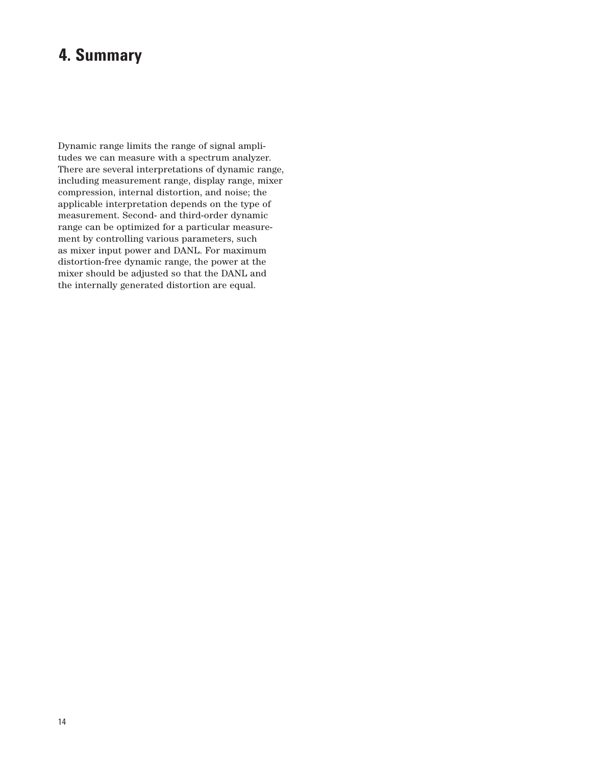# 4. Summary

Dynamic range limits the range of signal amplitudes we can measure with a spectrum analyzer. There are several interpretations of dynamic range, including measurement range, display range, mixer compression, internal distortion, and noise; the applicable interpretation depends on the type of measurement. Second- and third-order dynamic range can be optimized for a particular measurement by controlling various parameters, such as mixer input power and DANL. For maximum distortion-free dynamic range, the power at the mixer should be adjusted so that the DANL and the internally generated distortion are equal.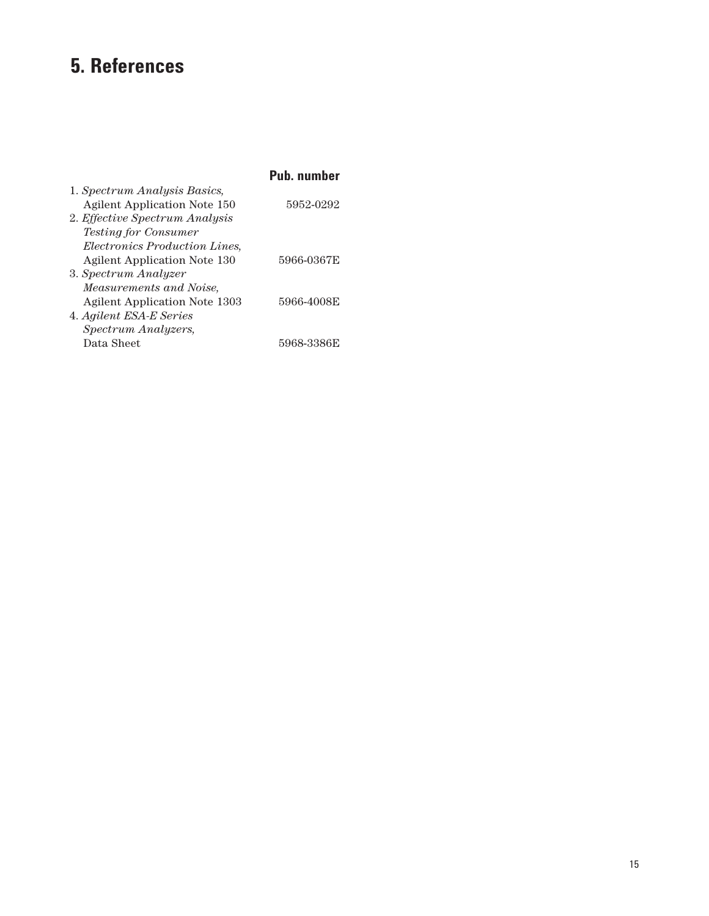# 5. References

| | Pub. number |
|---|---|
| 1. *Spectrum Analysis Basics,* Agilent Application Note 150 | 5952-0292 |
| 2. *Effective Spectrum Analysis Testing for Consumer Electronics Production Lines,* Agilent Application Note 130 | 5966-0367E |
| 3. *Spectrum Analyzer Measurements and Noise,* Agilent Application Note 1303 | 5966-4008E |
| 4. *Agilent ESA-E Series Spectrum Analyzers,* Data Sheet | 5968-3386E |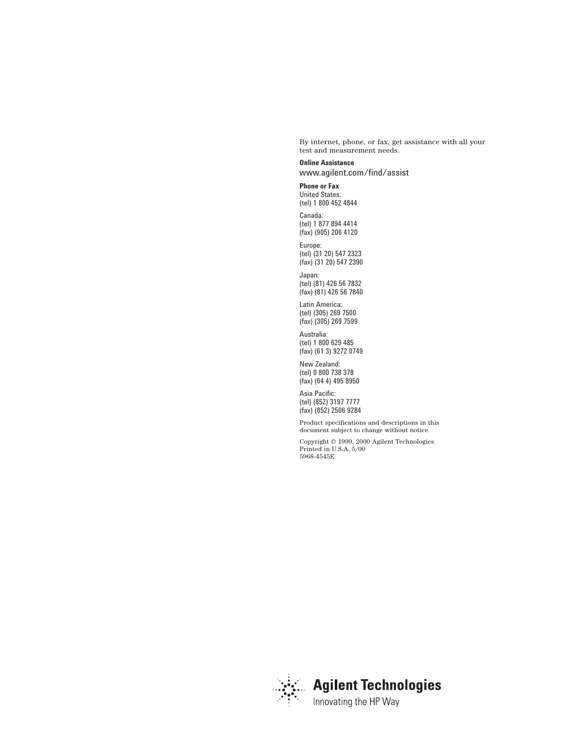By internet, phone, or fax, get assistance with all your test and measurement needs.

**Online Assistance**
www.agilent.com/find/assist

**Phone or Fax**
United States:
(tel) 1 800 452 4844

Canada:
(tel) 1 877 894 4414
(fax) (905) 206 4120

Europe:
(tel) (31 20) 547 2323
(fax) (31 20) 547 2390

Japan:
(tel) (81) 426 56 7832
(fax) (81) 426 56 7840

Latin America:
(tel) (305) 269 7500
(fax) (305) 269 7599

Australia:
(tel) 1 800 629 485
(fax) (61 3) 9272 0749

New Zealand:
(tel) 0 800 738 378
(fax) (64 4) 495 8950

Asia Pacific:
(tel) (852) 3197 7777
(fax) (852) 2506 9284

Product specifications and descriptions in this document subject to change without notice.

Copyright © 1999, 2000 Agilent Technologies
Printed in U.S.A. 5/00
5968-4545E

**Agilent Technologies**
Innovating the HP Way